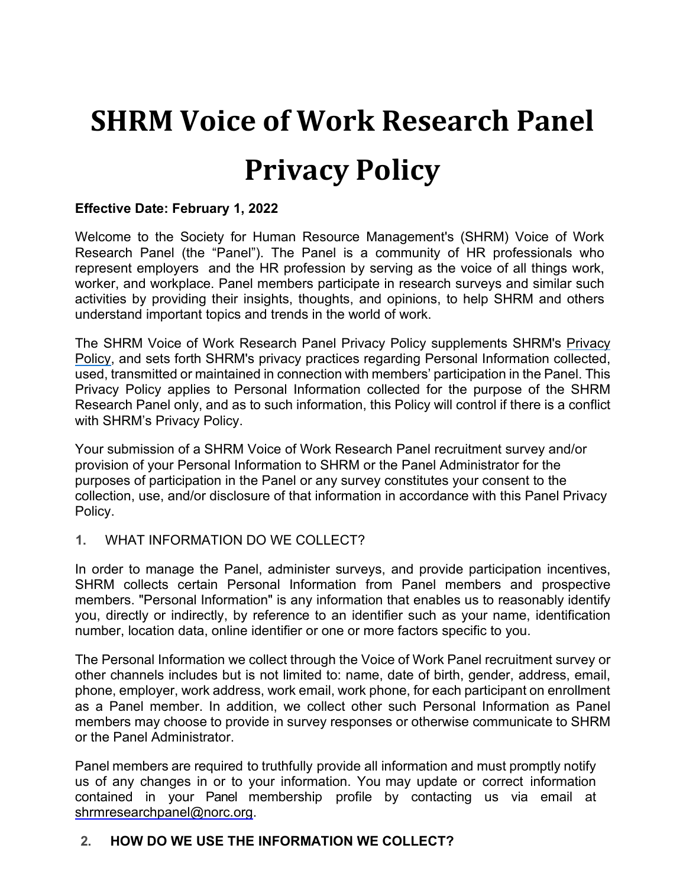# SHRM Voice of Work Research Panel Privacy Policy

**Effective Date: February 1, 2022**

Welcome to the Society for Human Resource Management's (SHRM) Voice of Work Research Panel (the "Panel"). The Panel is a community of HR professionals who represent employers and the HR profession by serving as the voice of all things work, worker, and workplace. Panel members participate in research surveys and similar such activities by providing their insights, thoughts, and opinions, to help SHRM and others understand important topics and trends in the world of work.

The SHRM Voice of Work Research Panel Privacy Policy supplements SHRM's Privacy Policy, and sets forth SHRM's privacy practices regarding Personal Information collected, used, transmitted or maintained in connection with members' participation in the Panel. This Privacy Policy applies to Personal Information collected for the purpose of the SHRM Research Panel only, and as to such information, this Policy will control if there is a conflict with SHRM's Privacy Policy.

Your submission of a SHRM Voice of Work Research Panel recruitment survey and/or provision of your Personal Information to SHRM or the Panel Administrator for the purposes of participation in the Panel or any survey constitutes your consent to the collection, use, and/or disclosure of that information in accordance with this Panel Privacy Policy.

1. WHAT INFORMATION DO WE COLLECT?

In order to manage the Panel, administer surveys, and provide participation incentives, SHRM collects certain Personal Information from Panel members and prospective members. "Personal Information" is any information that enables us to reasonably identify you, directly or indirectly, by reference to an identifier such as your name, identification number, location data, online identifier or one or more factors specific to you.

The Personal Information we collect through the Voice of Work Panel recruitment survey or other channels includes but is not limited to: name, date of birth, gender, address, email, phone, employer, work address, work email, work phone, for each participant on enrollment as a Panel member. In addition, we collect other such Personal Information as Panel members may choose to provide in survey responses or otherwise communicate to SHRM or the Panel Administrator.

Panel members are required to truthfully provide all information and must promptly notify us of any changes in or to your information. You may update or correct information contained in your Panel membership profile by contacting us via email at shrmresearchpanel@norc.org.

2. **HOW DO WE USE THE INFORMATION WE COLLECT?**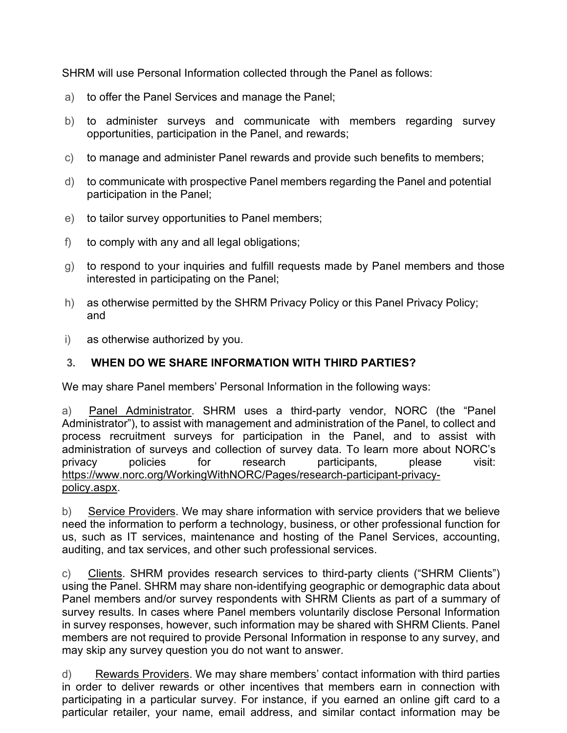SHRM will use Personal Information collected through the Panel as follows:

a) to offer the Panel Services and manage the Panel;

b) to administer surveys and communicate with members regarding survey opportunities, participation in the Panel, and rewards;

c) to manage and administer Panel rewards and provide such benefits to members;

d) to communicate with prospective Panel members regarding the Panel and potential participation in the Panel;

e) to tailor survey opportunities to Panel members;

f) to comply with any and all legal obligations;

g) to respond to your inquiries and fulfill requests made by Panel members and those interested in participating on the Panel;

h) as otherwise permitted by the SHRM Privacy Policy or this Panel Privacy Policy; and

i) as otherwise authorized by you.

## 3. WHEN DO WE SHARE INFORMATION WITH THIRD PARTIES?

We may share Panel members' Personal Information in the following ways:

a) Panel Administrator. SHRM uses a third-party vendor, NORC (the "Panel Administrator"), to assist with management and administration of the Panel, to collect and process recruitment surveys for participation in the Panel, and to assist with administration of surveys and collection of survey data. To learn more about NORC's privacy policies for research participants, please visit: https://www.norc.org/WorkingWithNORC/Pages/research-participant-privacy-policy.aspx.

b) Service Providers. We may share information with service providers that we believe need the information to perform a technology, business, or other professional function for us, such as IT services, maintenance and hosting of the Panel Services, accounting, auditing, and tax services, and other such professional services.

c) Clients. SHRM provides research services to third-party clients ("SHRM Clients") using the Panel. SHRM may share non-identifying geographic or demographic data about Panel members and/or survey respondents with SHRM Clients as part of a summary of survey results. In cases where Panel members voluntarily disclose Personal Information in survey responses, however, such information may be shared with SHRM Clients. Panel members are not required to provide Personal Information in response to any survey, and may skip any survey question you do not want to answer.

d) Rewards Providers. We may share members' contact information with third parties in order to deliver rewards or other incentives that members earn in connection with participating in a particular survey. For instance, if you earned an online gift card to a particular retailer, your name, email address, and similar contact information may be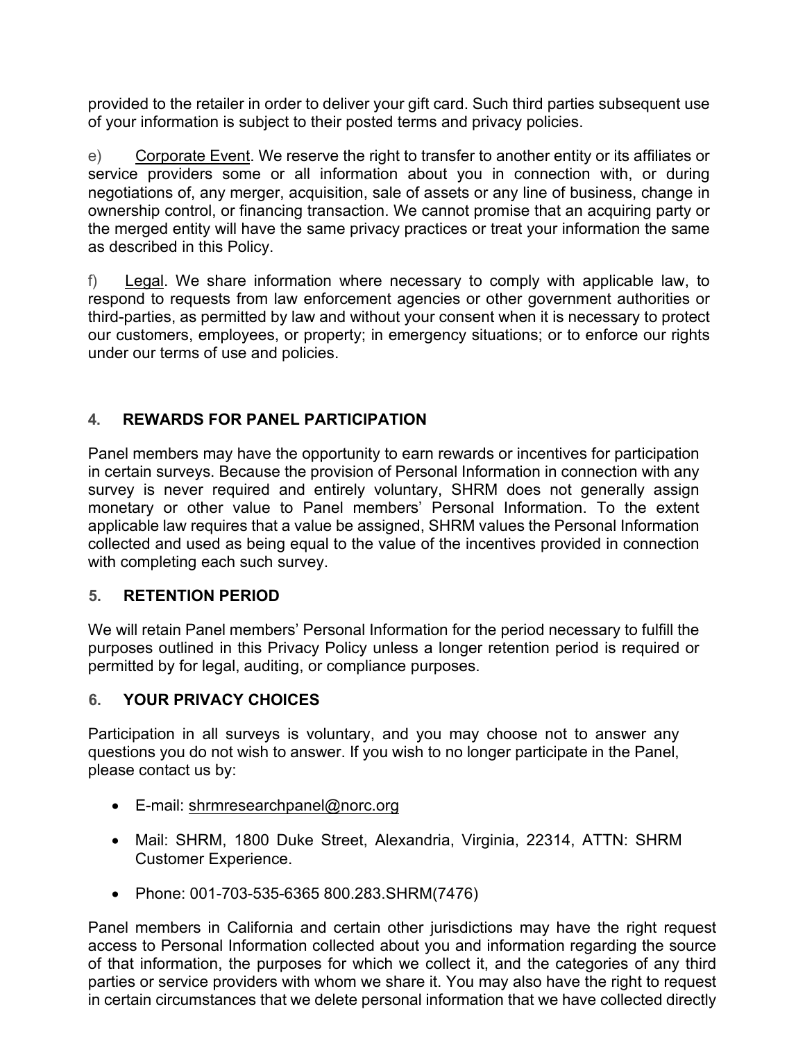provided to the retailer in order to deliver your gift card. Such third parties subsequent use of your information is subject to their posted terms and privacy policies.

e) Corporate Event. We reserve the right to transfer to another entity or its affiliates or service providers some or all information about you in connection with, or during negotiations of, any merger, acquisition, sale of assets or any line of business, change in ownership control, or financing transaction. We cannot promise that an acquiring party or the merged entity will have the same privacy practices or treat your information the same as described in this Policy.

f) Legal. We share information where necessary to comply with applicable law, to respond to requests from law enforcement agencies or other government authorities or third-parties, as permitted by law and without your consent when it is necessary to protect our customers, employees, or property; in emergency situations; or to enforce our rights under our terms of use and policies.

## 4. REWARDS FOR PANEL PARTICIPATION

Panel members may have the opportunity to earn rewards or incentives for participation in certain surveys. Because the provision of Personal Information in connection with any survey is never required and entirely voluntary, SHRM does not generally assign monetary or other value to Panel members' Personal Information. To the extent applicable law requires that a value be assigned, SHRM values the Personal Information collected and used as being equal to the value of the incentives provided in connection with completing each such survey.

## 5. RETENTION PERIOD

We will retain Panel members' Personal Information for the period necessary to fulfill the purposes outlined in this Privacy Policy unless a longer retention period is required or permitted by for legal, auditing, or compliance purposes.

## 6. YOUR PRIVACY CHOICES

Participation in all surveys is voluntary, and you may choose not to answer any questions you do not wish to answer. If you wish to no longer participate in the Panel, please contact us by:

- E-mail: shrmresearchpanel@norc.org
- Mail: SHRM, 1800 Duke Street, Alexandria, Virginia, 22314, ATTN: SHRM Customer Experience.
- Phone: 001-703-535-6365 800.283.SHRM(7476)

Panel members in California and certain other jurisdictions may have the right request access to Personal Information collected about you and information regarding the source of that information, the purposes for which we collect it, and the categories of any third parties or service providers with whom we share it. You may also have the right to request in certain circumstances that we delete personal information that we have collected directly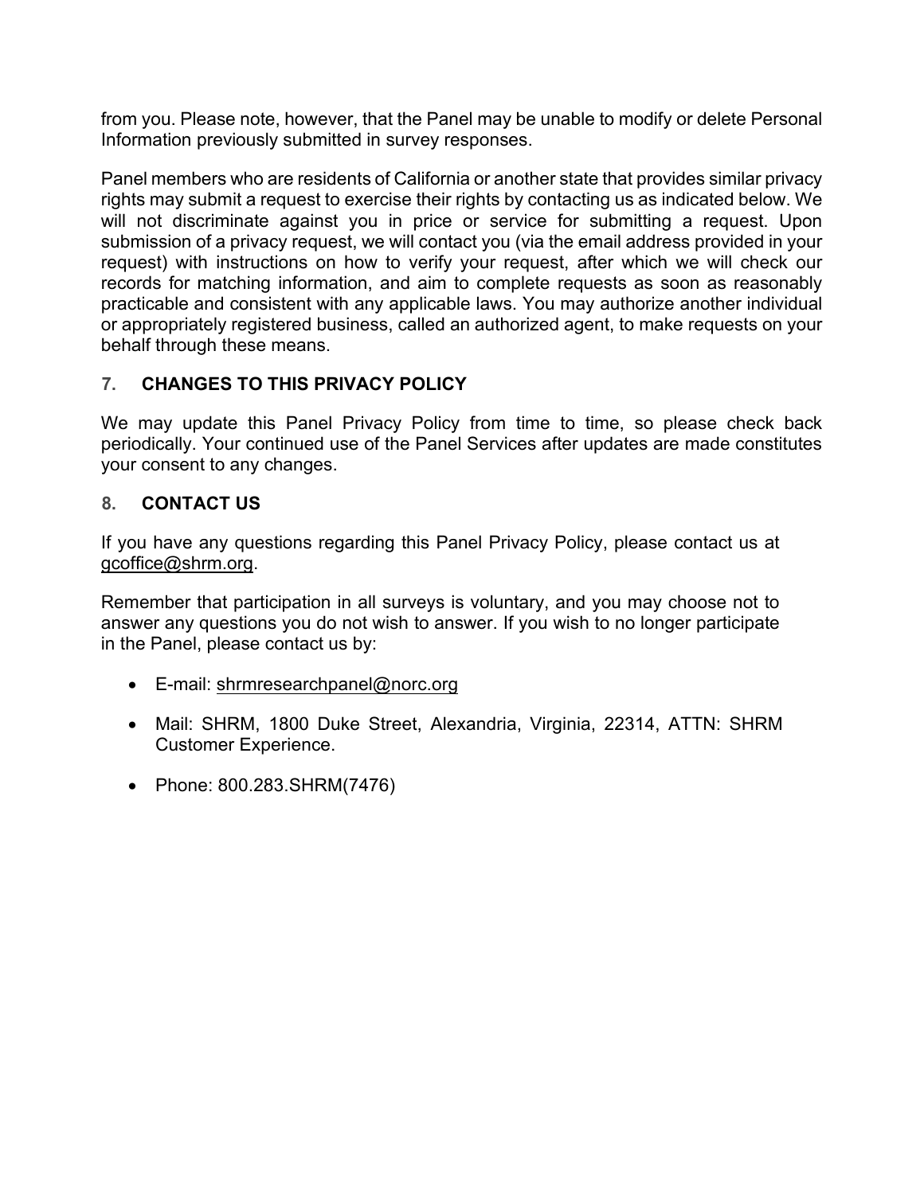from you. Please note, however, that the Panel may be unable to modify or delete Personal Information previously submitted in survey responses.

Panel members who are residents of California or another state that provides similar privacy rights may submit a request to exercise their rights by contacting us as indicated below. We will not discriminate against you in price or service for submitting a request. Upon submission of a privacy request, we will contact you (via the email address provided in your request) with instructions on how to verify your request, after which we will check our records for matching information, and aim to complete requests as soon as reasonably practicable and consistent with any applicable laws. You may authorize another individual or appropriately registered business, called an authorized agent, to make requests on your behalf through these means.

## 7. CHANGES TO THIS PRIVACY POLICY

We may update this Panel Privacy Policy from time to time, so please check back periodically. Your continued use of the Panel Services after updates are made constitutes your consent to any changes.

## 8. CONTACT US

If you have any questions regarding this Panel Privacy Policy, please contact us at gcoffice@shrm.org.

Remember that participation in all surveys is voluntary, and you may choose not to answer any questions you do not wish to answer. If you wish to no longer participate in the Panel, please contact us by:

- E-mail: shrmresearchpanel@norc.org
- Mail: SHRM, 1800 Duke Street, Alexandria, Virginia, 22314, ATTN: SHRM Customer Experience.
- Phone: 800.283.SHRM(7476)